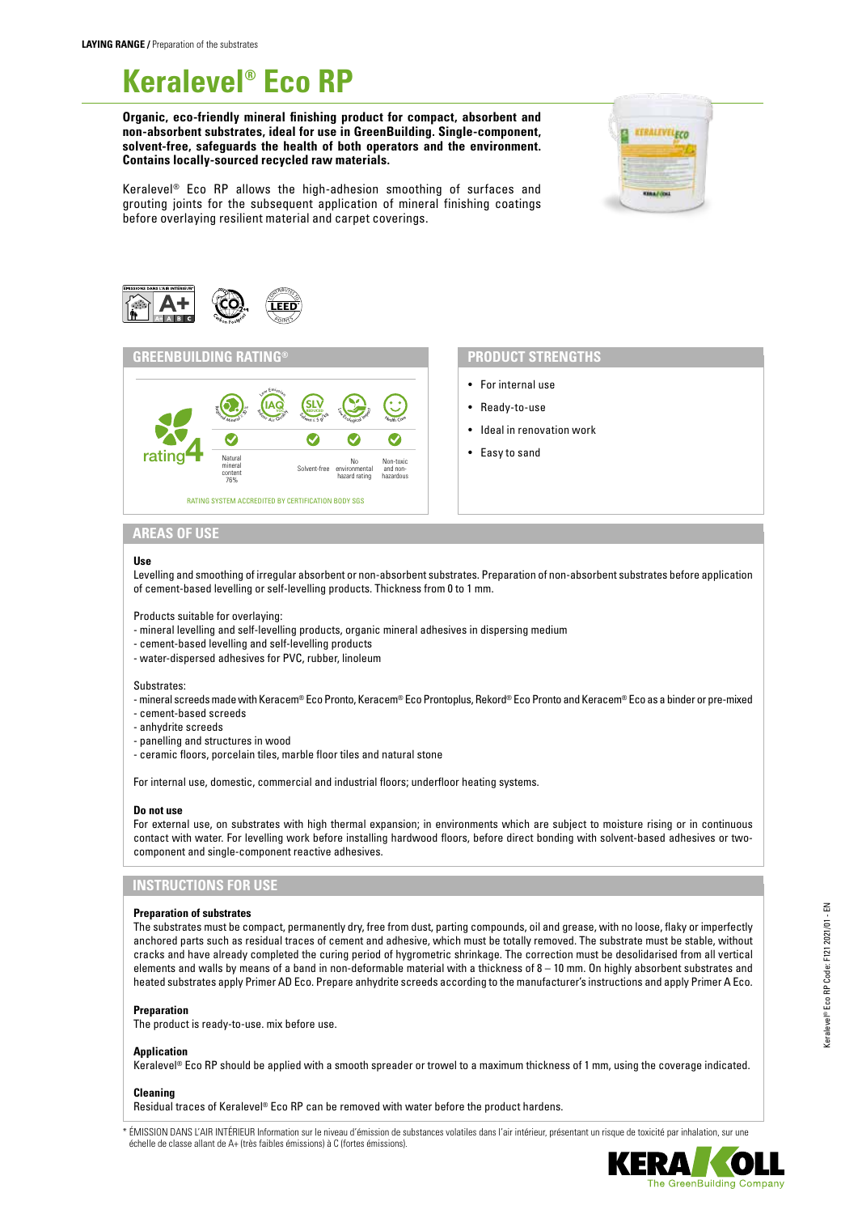LAYING RANGE / Preparation of the substrates

# Keralevel® Eco RP

**Organic, eco-friendly mineral finishing product for compact, absorbent and non-absorbent substrates, ideal for use in GreenBuilding. Single-component, solvent-free, safeguards the health of both operators and the environment. Contains locally-sourced recycled raw materials.**

Keralevel® Eco RP allows the high-adhesion smoothing of surfaces and grouting joints for the subsequent application of mineral finishing coatings before overlaying resilient material and carpet coverings.

## GREENBUILDING RATING®

rating 4

| Natural mineral content 76% | | Solvent-free | No environmental hazard rating | Non-toxic and non-hazardous |
|---|---|---|---|---|

RATING SYSTEM ACCREDITED BY CERTIFICATION BODY SGS

## PRODUCT STRENGTHS

- For internal use
- Ready-to-use
- Ideal in renovation work
- Easy to sand

## AREAS OF USE

**Use**

Levelling and smoothing of irregular absorbent or non-absorbent substrates. Preparation of non-absorbent substrates before application of cement-based levelling or self-levelling products. Thickness from 0 to 1 mm.

Products suitable for overlaying:
- mineral levelling and self-levelling products, organic mineral adhesives in dispersing medium
- cement-based levelling and self-levelling products
- water-dispersed adhesives for PVC, rubber, linoleum

Substrates:
- mineral screeds made with Keracem® Eco Pronto, Keracem® Eco Prontoplus, Rekord® Eco Pronto and Keracem® Eco as a binder or pre-mixed
- cement-based screeds
- anhydrite screeds
- panelling and structures in wood
- ceramic floors, porcelain tiles, marble floor tiles and natural stone

For internal use, domestic, commercial and industrial floors; underfloor heating systems.

**Do not use**

For external use, on substrates with high thermal expansion; in environments which are subject to moisture rising or in continuous contact with water. For levelling work before installing hardwood floors, before direct bonding with solvent-based adhesives or two-component and single-component reactive adhesives.

## INSTRUCTIONS FOR USE

**Preparation of substrates**

The substrates must be compact, permanently dry, free from dust, parting compounds, oil and grease, with no loose, flaky or imperfectly anchored parts such as residual traces of cement and adhesive, which must be totally removed. The substrate must be stable, without cracks and have already completed the curing period of hygrometric shrinkage. The correction must be desolidarised from all vertical elements and walls by means of a band in non-deformable material with a thickness of 8 – 10 mm. On highly absorbent substrates and heated substrates apply Primer AD Eco. Prepare anhydrite screeds according to the manufacturer's instructions and apply Primer A Eco.

**Preparation**

The product is ready-to-use. mix before use.

**Application**

Keralevel® Eco RP should be applied with a smooth spreader or trowel to a maximum thickness of 1 mm, using the coverage indicated.

**Cleaning**

Residual traces of Keralevel® Eco RP can be removed with water before the product hardens.

\* ÉMISSION DANS L'AIR INTÉRIEUR Information sur le niveau d'émission de substances volatiles dans l'air intérieur, présentant un risque de toxicité par inhalation, sur une échelle de classe allant de A+ (très faibles émissions) à C (fortes émissions).

Keralevel® Eco RP Code: F121 2021/01 - EN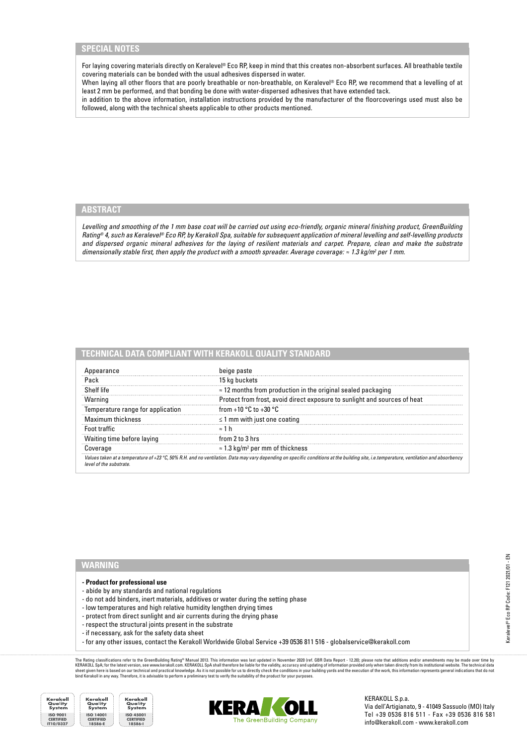## SPECIAL NOTES

For laying covering materials directly on Keralevel® Eco RP, keep in mind that this creates non-absorbent surfaces. All breathable textile covering materials can be bonded with the usual adhesives dispersed in water.
When laying all other floors that are poorly breathable or non-breathable, on Keralevel® Eco RP, we recommend that a levelling of at least 2 mm be performed, and that bonding be done with water-dispersed adhesives that have extended tack.
in addition to the above information, installation instructions provided by the manufacturer of the floorcoverings used must also be followed, along with the technical sheets applicable to other products mentioned.

## ABSTRACT

*Levelling and smoothing of the 1 mm base coat will be carried out using eco-friendly, organic mineral finishing product, GreenBuilding Rating® 4, such as Keralevel® Eco RP, by Kerakoll Spa, suitable for subsequent application of mineral levelling and self-levelling products and dispersed organic mineral adhesives for the laying of resilient materials and carpet. Prepare, clean and make the substrate dimensionally stable first, then apply the product with a smooth spreader. Average coverage: ≈ 1.3 kg/m² per 1 mm.*

## TECHNICAL DATA COMPLIANT WITH KERAKOLL QUALITY STANDARD

| | |
|---|---|
| Appearance | beige paste |
| Pack | 15 kg buckets |
| Shelf life | ≈ 12 months from production in the original sealed packaging |
| Warning | Protect from frost, avoid direct exposure to sunlight and sources of heat |
| Temperature range for application | from +10 °C to +30 °C |
| Maximum thickness | ≤ 1 mm with just one coating |
| Foot traffic | ≈ 1 h |
| Waiting time before laying | from 2 to 3 hrs |
| Coverage | ≈ 1.3 kg/m² per mm of thickness |

*Values taken at a temperature of +23 °C, 50% R.H. and no ventilation. Data may vary depending on specific conditions at the building site, i.e.temperature, ventilation and absorbency level of the substrate.*

## WARNING

- **Product for professional use**
- abide by any standards and national regulations
- do not add binders, inert materials, additives or water during the setting phase
- low temperatures and high relative humidity lengthen drying times
- protect from direct sunlight and air currents during the drying phase
- respect the structural joints present in the substrate
- if necessary, ask for the safety data sheet
- for any other issues, contact the Kerakoll Worldwide Global Service +39 0536 811 516 - globalservice@kerakoll.com

The Rating classifications refer to the GreenBuilding Rating® Manual 2013. This information was last updated in November 2020 (ref. GBR Data Report - 12.20); please note that additions and/or amendments may be made over time by KERAKOLL SpA; for the latest version, see www.kerakoll.com. KERAKOLL SpA shall therefore be liable for the validity, accuracy and updating of information provided only when taken directly from its institutional website. The technical data sheet given here is based on our technical and practical knowledge. As it is not possible for us to directly check the conditions in your building yards and the execution of the work, this information represents general indications that do not bind Kerakoll in any way. Therefore, it is advisable to perform a preliminary test to verify the suitability of the product for your purposes.

Kerakoll Quality System ISO 9001 CERTIFIED IT10/0327
Kerakoll Quality System ISO 14001 CERTIFIED 18586-E
Kerakoll Quality System ISO 45001 CERTIFIED 18586-I

KERAKOLL The GreenBuilding Company

KERAKOLL S.p.a.
Via dell'Artigianato, 9 - 41049 Sassuolo (MO) Italy
Tel +39 0536 816 511 - Fax +39 0536 816 581
info@kerakoll.com - www.kerakoll.com

Keralevel® Eco RP Code: F121 2021/01 - EN